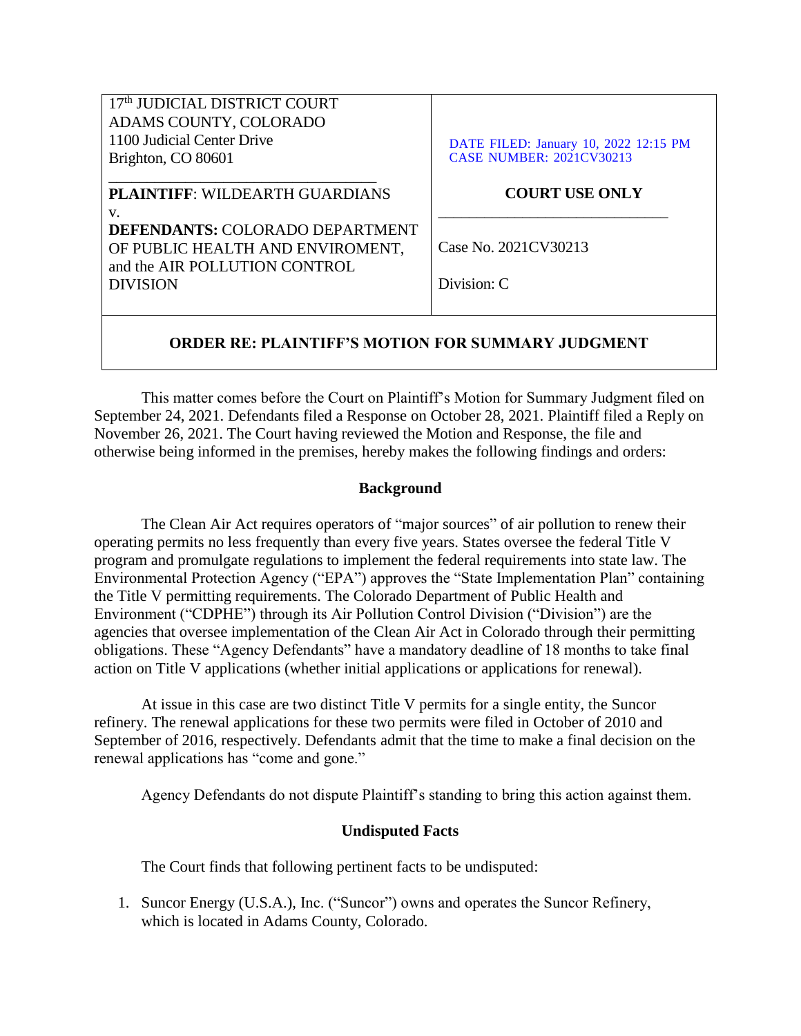| 17th JUDICIAL DISTRICT COURT<br>ADAMS COUNTY, COLORADO<br>1100 Judicial Center Drive<br>Brighton, CO 80601<br><br>**PLAINTIFF**: WILDEARTH GUARDIANS<br>v.<br>**DEFENDANTS:** COLORADO DEPARTMENT OF PUBLIC HEALTH AND ENVIROMENT, and the AIR POLLUTION CONTROL DIVISION | DATE FILED: January 10, 2022 12:15 PM<br>CASE NUMBER: 2021CV30213<br><br>**COURT USE ONLY**<br><br>Case No. 2021CV30213<br><br>Division: C |
|---|---|

**ORDER RE: PLAINTIFF'S MOTION FOR SUMMARY JUDGMENT**

This matter comes before the Court on Plaintiff's Motion for Summary Judgment filed on September 24, 2021. Defendants filed a Response on October 28, 2021. Plaintiff filed a Reply on November 26, 2021. The Court having reviewed the Motion and Response, the file and otherwise being informed in the premises, hereby makes the following findings and orders:

## Background

The Clean Air Act requires operators of "major sources" of air pollution to renew their operating permits no less frequently than every five years. States oversee the federal Title V program and promulgate regulations to implement the federal requirements into state law. The Environmental Protection Agency ("EPA") approves the "State Implementation Plan" containing the Title V permitting requirements. The Colorado Department of Public Health and Environment ("CDPHE") through its Air Pollution Control Division ("Division") are the agencies that oversee implementation of the Clean Air Act in Colorado through their permitting obligations. These "Agency Defendants" have a mandatory deadline of 18 months to take final action on Title V applications (whether initial applications or applications for renewal).

At issue in this case are two distinct Title V permits for a single entity, the Suncor refinery. The renewal applications for these two permits were filed in October of 2010 and September of 2016, respectively. Defendants admit that the time to make a final decision on the renewal applications has "come and gone."

Agency Defendants do not dispute Plaintiff's standing to bring this action against them.

## Undisputed Facts

The Court finds that following pertinent facts to be undisputed:

1. Suncor Energy (U.S.A.), Inc. ("Suncor") owns and operates the Suncor Refinery, which is located in Adams County, Colorado.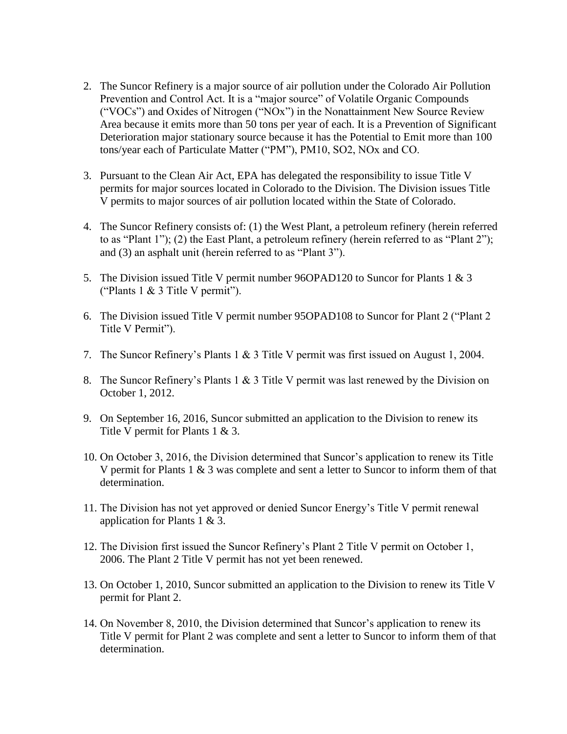2. The Suncor Refinery is a major source of air pollution under the Colorado Air Pollution Prevention and Control Act. It is a "major source" of Volatile Organic Compounds ("VOCs") and Oxides of Nitrogen ("NOx") in the Nonattainment New Source Review Area because it emits more than 50 tons per year of each. It is a Prevention of Significant Deterioration major stationary source because it has the Potential to Emit more than 100 tons/year each of Particulate Matter ("PM"), PM10, SO2, NOx and CO.

3. Pursuant to the Clean Air Act, EPA has delegated the responsibility to issue Title V permits for major sources located in Colorado to the Division. The Division issues Title V permits to major sources of air pollution located within the State of Colorado.

4. The Suncor Refinery consists of: (1) the West Plant, a petroleum refinery (herein referred to as "Plant 1"); (2) the East Plant, a petroleum refinery (herein referred to as "Plant 2"); and (3) an asphalt unit (herein referred to as "Plant 3").

5. The Division issued Title V permit number 96OPAD120 to Suncor for Plants 1 & 3 ("Plants 1 & 3 Title V permit").

6. The Division issued Title V permit number 95OPAD108 to Suncor for Plant 2 ("Plant 2 Title V Permit").

7. The Suncor Refinery's Plants 1 & 3 Title V permit was first issued on August 1, 2004.

8. The Suncor Refinery's Plants 1 & 3 Title V permit was last renewed by the Division on October 1, 2012.

9. On September 16, 2016, Suncor submitted an application to the Division to renew its Title V permit for Plants 1 & 3.

10. On October 3, 2016, the Division determined that Suncor's application to renew its Title V permit for Plants 1 & 3 was complete and sent a letter to Suncor to inform them of that determination.

11. The Division has not yet approved or denied Suncor Energy's Title V permit renewal application for Plants 1 & 3.

12. The Division first issued the Suncor Refinery's Plant 2 Title V permit on October 1, 2006. The Plant 2 Title V permit has not yet been renewed.

13. On October 1, 2010, Suncor submitted an application to the Division to renew its Title V permit for Plant 2.

14. On November 8, 2010, the Division determined that Suncor's application to renew its Title V permit for Plant 2 was complete and sent a letter to Suncor to inform them of that determination.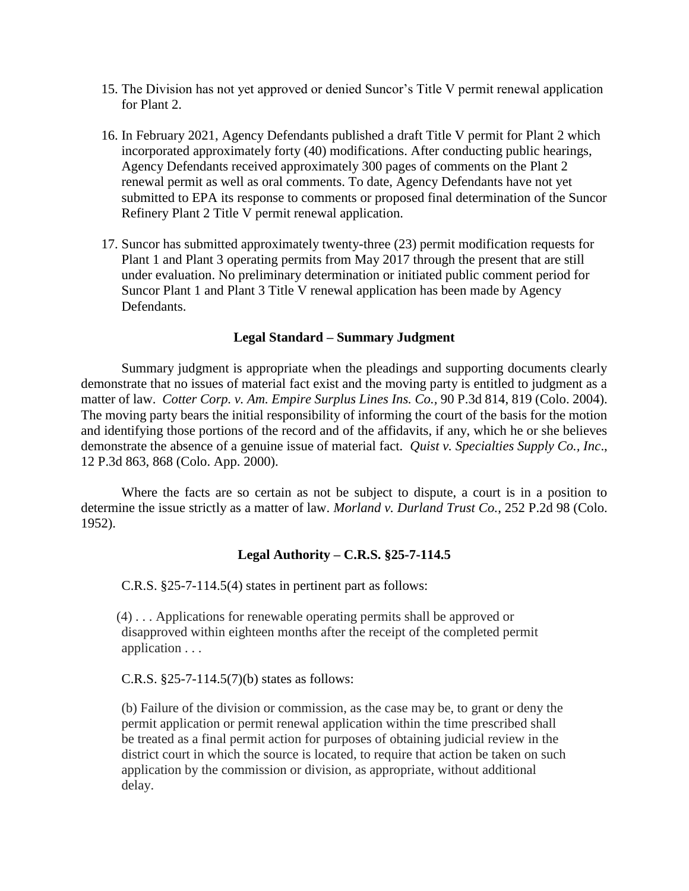15. The Division has not yet approved or denied Suncor's Title V permit renewal application for Plant 2.

16. In February 2021, Agency Defendants published a draft Title V permit for Plant 2 which incorporated approximately forty (40) modifications. After conducting public hearings, Agency Defendants received approximately 300 pages of comments on the Plant 2 renewal permit as well as oral comments. To date, Agency Defendants have not yet submitted to EPA its response to comments or proposed final determination of the Suncor Refinery Plant 2 Title V permit renewal application.

17. Suncor has submitted approximately twenty-three (23) permit modification requests for Plant 1 and Plant 3 operating permits from May 2017 through the present that are still under evaluation. No preliminary determination or initiated public comment period for Suncor Plant 1 and Plant 3 Title V renewal application has been made by Agency Defendants.

### Legal Standard – Summary Judgment

Summary judgment is appropriate when the pleadings and supporting documents clearly demonstrate that no issues of material fact exist and the moving party is entitled to judgment as a matter of law. *Cotter Corp. v. Am. Empire Surplus Lines Ins. Co.*, 90 P.3d 814, 819 (Colo. 2004). The moving party bears the initial responsibility of informing the court of the basis for the motion and identifying those portions of the record and of the affidavits, if any, which he or she believes demonstrate the absence of a genuine issue of material fact. *Quist v. Specialties Supply Co., Inc*., 12 P.3d 863, 868 (Colo. App. 2000).

Where the facts are so certain as not be subject to dispute, a court is in a position to determine the issue strictly as a matter of law. *Morland v. Durland Trust Co.*, 252 P.2d 98 (Colo. 1952).

### Legal Authority – C.R.S. §25-7-114.5

C.R.S. §25-7-114.5(4) states in pertinent part as follows:

> (4) . . . Applications for renewable operating permits shall be approved or disapproved within eighteen months after the receipt of the completed permit application . . .

C.R.S. §25-7-114.5(7)(b) states as follows:

> (b) Failure of the division or commission, as the case may be, to grant or deny the permit application or permit renewal application within the time prescribed shall be treated as a final permit action for purposes of obtaining judicial review in the district court in which the source is located, to require that action be taken on such application by the commission or division, as appropriate, without additional delay.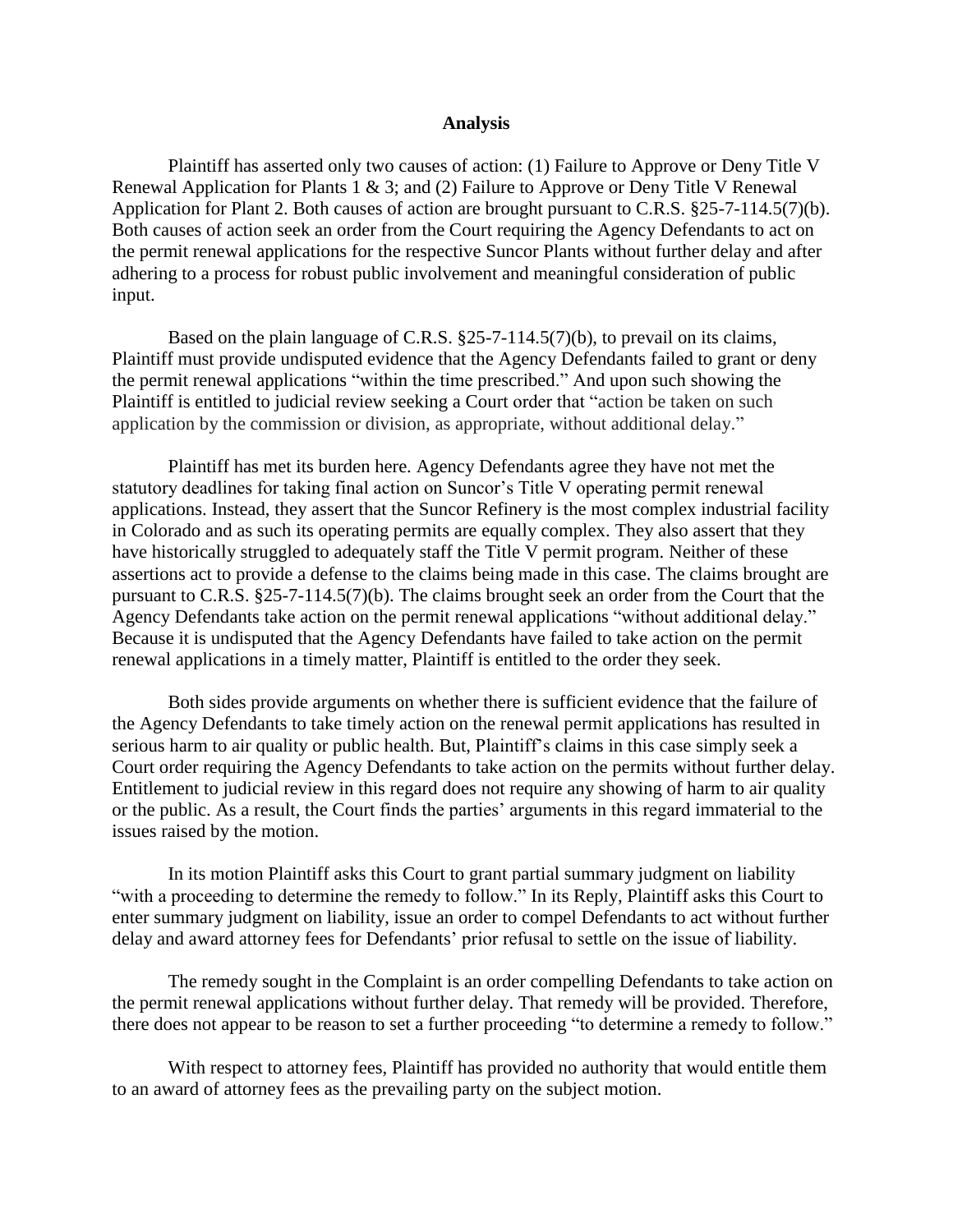**Analysis**

Plaintiff has asserted only two causes of action: (1) Failure to Approve or Deny Title V Renewal Application for Plants 1 & 3; and (2) Failure to Approve or Deny Title V Renewal Application for Plant 2. Both causes of action are brought pursuant to C.R.S. §25-7-114.5(7)(b). Both causes of action seek an order from the Court requiring the Agency Defendants to act on the permit renewal applications for the respective Suncor Plants without further delay and after adhering to a process for robust public involvement and meaningful consideration of public input.

Based on the plain language of C.R.S. §25-7-114.5(7)(b), to prevail on its claims, Plaintiff must provide undisputed evidence that the Agency Defendants failed to grant or deny the permit renewal applications "within the time prescribed." And upon such showing the Plaintiff is entitled to judicial review seeking a Court order that "action be taken on such application by the commission or division, as appropriate, without additional delay."

Plaintiff has met its burden here. Agency Defendants agree they have not met the statutory deadlines for taking final action on Suncor's Title V operating permit renewal applications. Instead, they assert that the Suncor Refinery is the most complex industrial facility in Colorado and as such its operating permits are equally complex. They also assert that they have historically struggled to adequately staff the Title V permit program. Neither of these assertions act to provide a defense to the claims being made in this case. The claims brought are pursuant to C.R.S. §25-7-114.5(7)(b). The claims brought seek an order from the Court that the Agency Defendants take action on the permit renewal applications "without additional delay." Because it is undisputed that the Agency Defendants have failed to take action on the permit renewal applications in a timely matter, Plaintiff is entitled to the order they seek.

Both sides provide arguments on whether there is sufficient evidence that the failure of the Agency Defendants to take timely action on the renewal permit applications has resulted in serious harm to air quality or public health. But, Plaintiff's claims in this case simply seek a Court order requiring the Agency Defendants to take action on the permits without further delay. Entitlement to judicial review in this regard does not require any showing of harm to air quality or the public. As a result, the Court finds the parties' arguments in this regard immaterial to the issues raised by the motion.

In its motion Plaintiff asks this Court to grant partial summary judgment on liability "with a proceeding to determine the remedy to follow." In its Reply, Plaintiff asks this Court to enter summary judgment on liability, issue an order to compel Defendants to act without further delay and award attorney fees for Defendants' prior refusal to settle on the issue of liability.

The remedy sought in the Complaint is an order compelling Defendants to take action on the permit renewal applications without further delay. That remedy will be provided. Therefore, there does not appear to be reason to set a further proceeding "to determine a remedy to follow."

With respect to attorney fees, Plaintiff has provided no authority that would entitle them to an award of attorney fees as the prevailing party on the subject motion.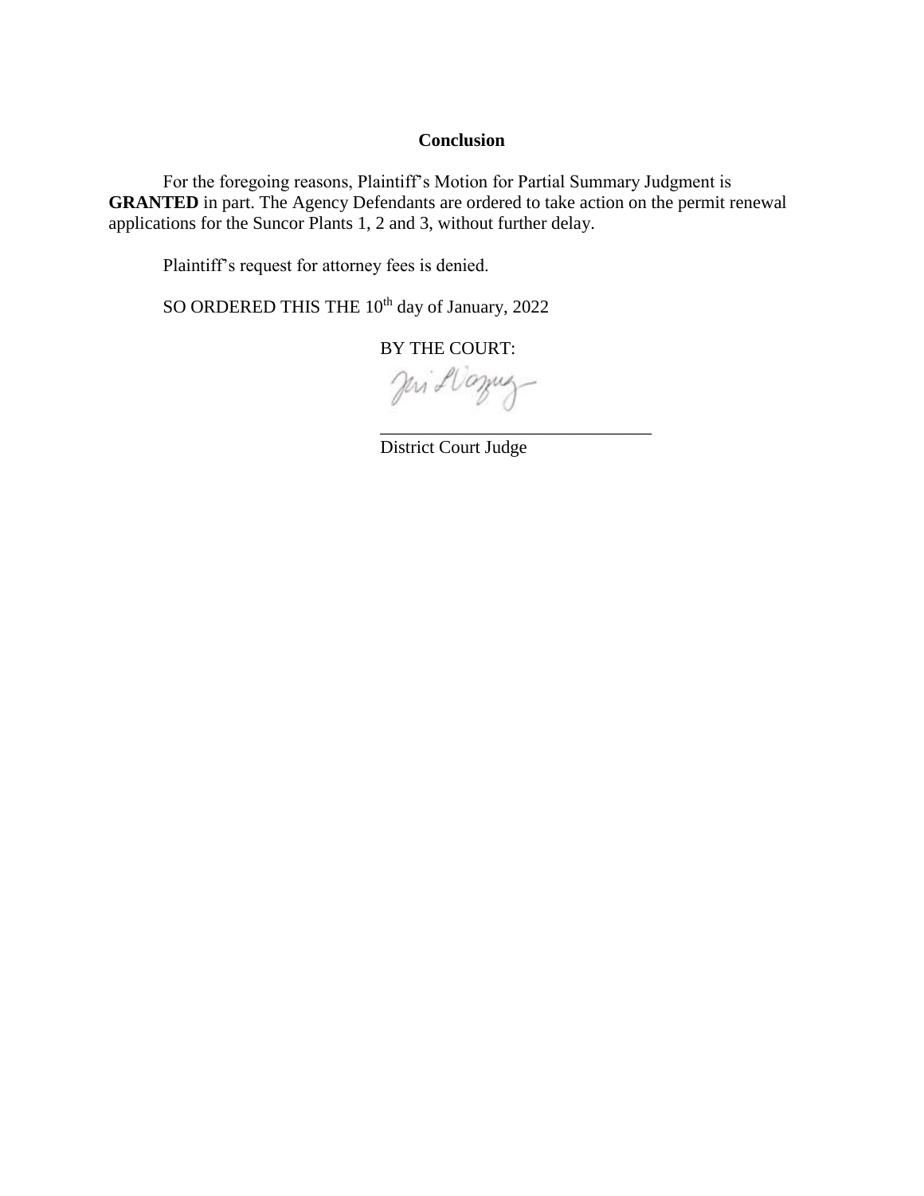## Conclusion

For the foregoing reasons, Plaintiff's Motion for Partial Summary Judgment is **GRANTED** in part. The Agency Defendants are ordered to take action on the permit renewal applications for the Suncor Plants 1, 2 and 3, without further delay.

Plaintiff's request for attorney fees is denied.

SO ORDERED THIS THE 10th day of January, 2022

BY THE COURT:

\_\_\_\_\_\_\_\_\_\_\_\_\_\_\_\_\_\_\_\_\_\_\_\_\_\_\_\_\_\_\_

District Court Judge